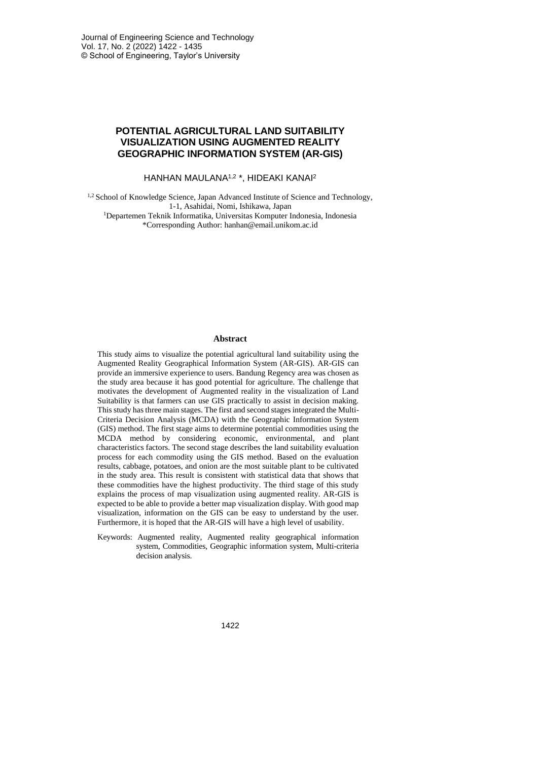# POTENTIAL AGRICULTURAL LAND SUITABILITY VISUALIZATION USING AUGMENTED REALITY GEOGRAPHIC INFORMATION SYSTEM (AR-GIS)

HANHAN MAULANA[1,2] *, HIDEAKI KANAI[2]

[1,2] School of Knowledge Science, Japan Advanced Institute of Science and Technology, 1-1, Asahidai, Nomi, Ishikawa, Japan
[1] Departemen Teknik Informatika, Universitas Komputer Indonesia, Indonesia
*Corresponding Author: hanhan@email.unikom.ac.id

## Abstract

This study aims to visualize the potential agricultural land suitability using the Augmented Reality Geographical Information System (AR-GIS). AR-GIS can provide an immersive experience to users. Bandung Regency area was chosen as the study area because it has good potential for agriculture. The challenge that motivates the development of Augmented reality in the visualization of Land Suitability is that farmers can use GIS practically to assist in decision making. This study has three main stages. The first and second stages integrated the Multi-Criteria Decision Analysis (MCDA) with the Geographic Information System (GIS) method. The first stage aims to determine potential commodities using the MCDA method by considering economic, environmental, and plant characteristics factors. The second stage describes the land suitability evaluation process for each commodity using the GIS method. Based on the evaluation results, cabbage, potatoes, and onion are the most suitable plant to be cultivated in the study area. This result is consistent with statistical data that shows that these commodities have the highest productivity. The third stage of this study explains the process of map visualization using augmented reality. AR-GIS is expected to be able to provide a better map visualization display. With good map visualization, information on the GIS can be easy to understand by the user. Furthermore, it is hoped that the AR-GIS will have a high level of usability.

Keywords: Augmented reality, Augmented reality geographical information system, Commodities, Geographic information system, Multi-criteria decision analysis.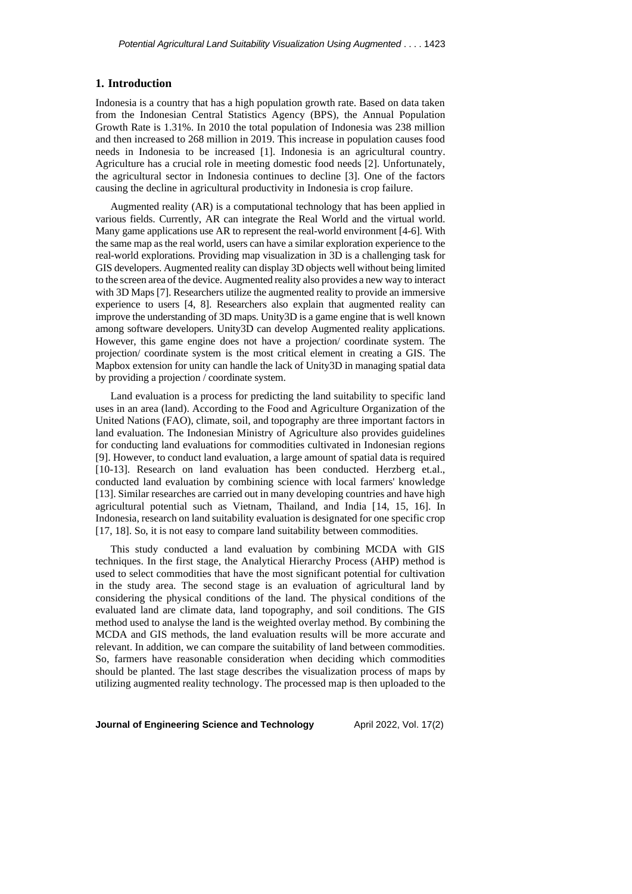## 1. Introduction

Indonesia is a country that has a high population growth rate. Based on data taken from the Indonesian Central Statistics Agency (BPS), the Annual Population Growth Rate is 1.31%. In 2010 the total population of Indonesia was 238 million and then increased to 268 million in 2019. This increase in population causes food needs in Indonesia to be increased [1]. Indonesia is an agricultural country. Agriculture has a crucial role in meeting domestic food needs [2]. Unfortunately, the agricultural sector in Indonesia continues to decline [3]. One of the factors causing the decline in agricultural productivity in Indonesia is crop failure.

Augmented reality (AR) is a computational technology that has been applied in various fields. Currently, AR can integrate the Real World and the virtual world. Many game applications use AR to represent the real-world environment [4-6]. With the same map as the real world, users can have a similar exploration experience to the real-world explorations. Providing map visualization in 3D is a challenging task for GIS developers. Augmented reality can display 3D objects well without being limited to the screen area of the device. Augmented reality also provides a new way to interact with 3D Maps [7]. Researchers utilize the augmented reality to provide an immersive experience to users [4, 8]. Researchers also explain that augmented reality can improve the understanding of 3D maps. Unity3D is a game engine that is well known among software developers. Unity3D can develop Augmented reality applications. However, this game engine does not have a projection/ coordinate system. The projection/ coordinate system is the most critical element in creating a GIS. The Mapbox extension for unity can handle the lack of Unity3D in managing spatial data by providing a projection / coordinate system.

Land evaluation is a process for predicting the land suitability to specific land uses in an area (land). According to the Food and Agriculture Organization of the United Nations (FAO), climate, soil, and topography are three important factors in land evaluation. The Indonesian Ministry of Agriculture also provides guidelines for conducting land evaluations for commodities cultivated in Indonesian regions [9]. However, to conduct land evaluation, a large amount of spatial data is required [10-13]. Research on land evaluation has been conducted. Herzberg et.al., conducted land evaluation by combining science with local farmers' knowledge [13]. Similar researches are carried out in many developing countries and have high agricultural potential such as Vietnam, Thailand, and India [14, 15, 16]. In Indonesia, research on land suitability evaluation is designated for one specific crop [17, 18]. So, it is not easy to compare land suitability between commodities.

This study conducted a land evaluation by combining MCDA with GIS techniques. In the first stage, the Analytical Hierarchy Process (AHP) method is used to select commodities that have the most significant potential for cultivation in the study area. The second stage is an evaluation of agricultural land by considering the physical conditions of the land. The physical conditions of the evaluated land are climate data, land topography, and soil conditions. The GIS method used to analyse the land is the weighted overlay method. By combining the MCDA and GIS methods, the land evaluation results will be more accurate and relevant. In addition, we can compare the suitability of land between commodities. So, farmers have reasonable consideration when deciding which commodities should be planted. The last stage describes the visualization process of maps by utilizing augmented reality technology. The processed map is then uploaded to the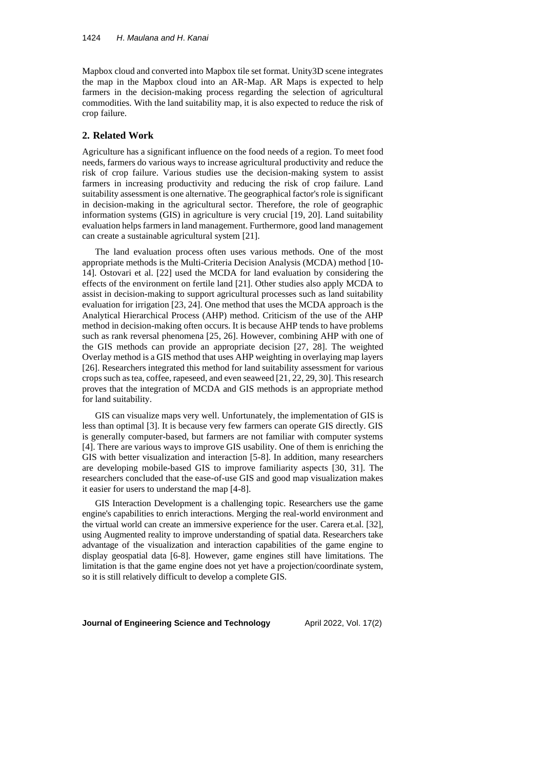Mapbox cloud and converted into Mapbox tile set format. Unity3D scene integrates the map in the Mapbox cloud into an AR-Map. AR Maps is expected to help farmers in the decision-making process regarding the selection of agricultural commodities. With the land suitability map, it is also expected to reduce the risk of crop failure.

## 2. Related Work

Agriculture has a significant influence on the food needs of a region. To meet food needs, farmers do various ways to increase agricultural productivity and reduce the risk of crop failure. Various studies use the decision-making system to assist farmers in increasing productivity and reducing the risk of crop failure. Land suitability assessment is one alternative. The geographical factor's role is significant in decision-making in the agricultural sector. Therefore, the role of geographic information systems (GIS) in agriculture is very crucial [19, 20]. Land suitability evaluation helps farmers in land management. Furthermore, good land management can create a sustainable agricultural system [21].

The land evaluation process often uses various methods. One of the most appropriate methods is the Multi-Criteria Decision Analysis (MCDA) method [10-14]. Ostovari et al. [22] used the MCDA for land evaluation by considering the effects of the environment on fertile land [21]. Other studies also apply MCDA to assist in decision-making to support agricultural processes such as land suitability evaluation for irrigation [23, 24]. One method that uses the MCDA approach is the Analytical Hierarchical Process (AHP) method. Criticism of the use of the AHP method in decision-making often occurs. It is because AHP tends to have problems such as rank reversal phenomena [25, 26]. However, combining AHP with one of the GIS methods can provide an appropriate decision [27, 28]. The weighted Overlay method is a GIS method that uses AHP weighting in overlaying map layers [26]. Researchers integrated this method for land suitability assessment for various crops such as tea, coffee, rapeseed, and even seaweed [21, 22, 29, 30]. This research proves that the integration of MCDA and GIS methods is an appropriate method for land suitability.

GIS can visualize maps very well. Unfortunately, the implementation of GIS is less than optimal [3]. It is because very few farmers can operate GIS directly. GIS is generally computer-based, but farmers are not familiar with computer systems [4]. There are various ways to improve GIS usability. One of them is enriching the GIS with better visualization and interaction [5-8]. In addition, many researchers are developing mobile-based GIS to improve familiarity aspects [30, 31]. The researchers concluded that the ease-of-use GIS and good map visualization makes it easier for users to understand the map [4-8].

GIS Interaction Development is a challenging topic. Researchers use the game engine's capabilities to enrich interactions. Merging the real-world environment and the virtual world can create an immersive experience for the user. Carera et.al. [32], using Augmented reality to improve understanding of spatial data. Researchers take advantage of the visualization and interaction capabilities of the game engine to display geospatial data [6-8]. However, game engines still have limitations. The limitation is that the game engine does not yet have a projection/coordinate system, so it is still relatively difficult to develop a complete GIS.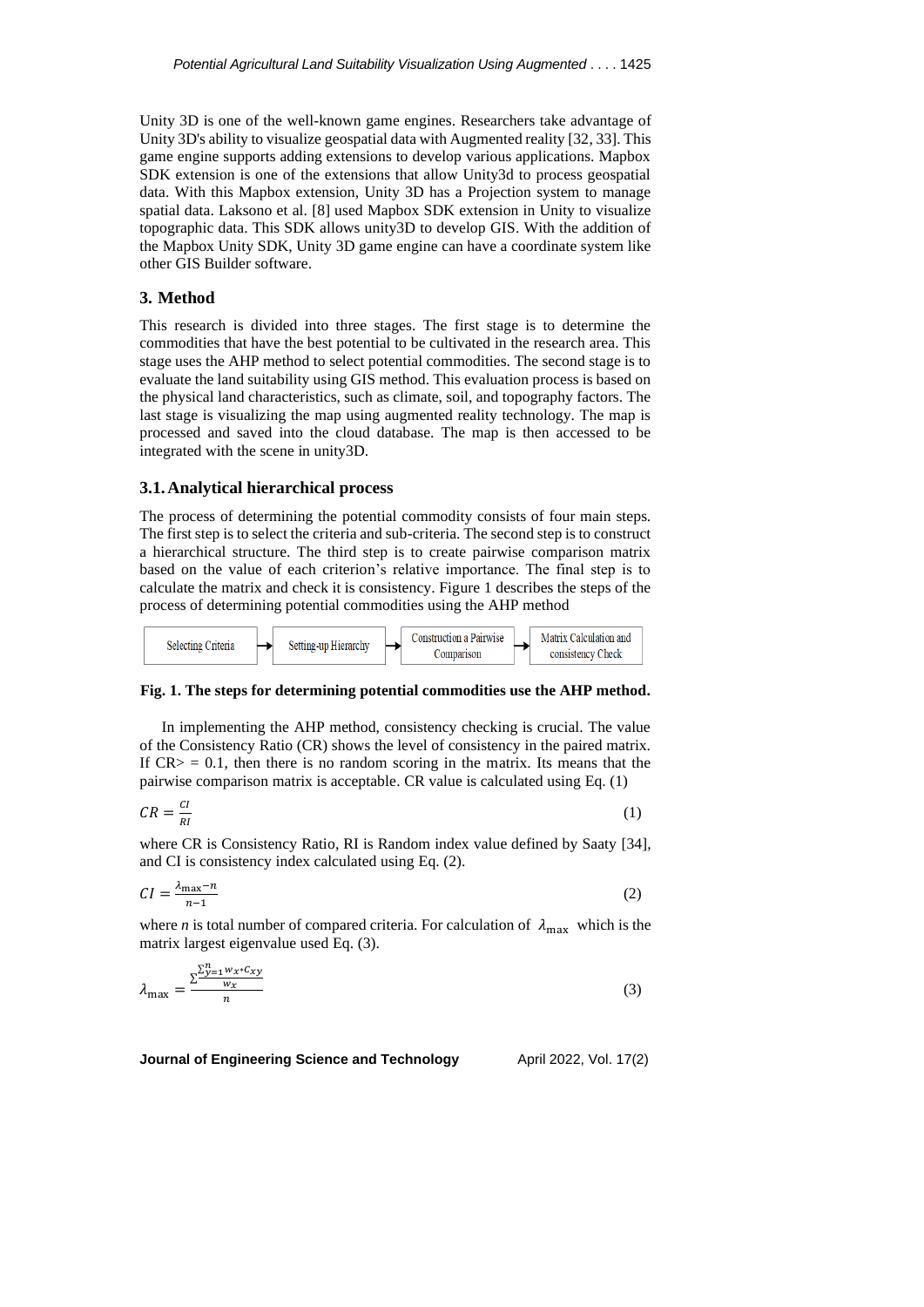Unity 3D is one of the well-known game engines. Researchers take advantage of Unity 3D's ability to visualize geospatial data with Augmented reality [32, 33]. This game engine supports adding extensions to develop various applications. Mapbox SDK extension is one of the extensions that allow Unity3d to process geospatial data. With this Mapbox extension, Unity 3D has a Projection system to manage spatial data. Laksono et al. [8] used Mapbox SDK extension in Unity to visualize topographic data. This SDK allows unity3D to develop GIS. With the addition of the Mapbox Unity SDK, Unity 3D game engine can have a coordinate system like other GIS Builder software.

## 3. Method

This research is divided into three stages. The first stage is to determine the commodities that have the best potential to be cultivated in the research area. This stage uses the AHP method to select potential commodities. The second stage is to evaluate the land suitability using GIS method. This evaluation process is based on the physical land characteristics, such as climate, soil, and topography factors. The last stage is visualizing the map using augmented reality technology. The map is processed and saved into the cloud database. The map is then accessed to be integrated with the scene in unity3D.

### 3.1. Analytical hierarchical process

The process of determining the potential commodity consists of four main steps. The first step is to select the criteria and sub-criteria. The second step is to construct a hierarchical structure. The third step is to create pairwise comparison matrix based on the value of each criterion's relative importance. The final step is to calculate the matrix and check it is consistency. Figure 1 describes the steps of the process of determining potential commodities using the AHP method

Selecting Criteria → Setting-up Hierarchy → Construction a Pairwise Comparison → Matrix Calculation and consistency Check

**Fig. 1. The steps for determining potential commodities use the AHP method.**

In implementing the AHP method, consistency checking is crucial. The value of the Consistency Ratio (CR) shows the level of consistency in the paired matrix. If CR> = 0.1, then there is no random scoring in the matrix. Its means that the pairwise comparison matrix is acceptable. CR value is calculated using Eq. (1)

$$CR = \frac{CI}{RI} \tag{1}$$

where CR is Consistency Ratio, RI is Random index value defined by Saaty [34], and CI is consistency index calculated using Eq. (2).

$$CI = \frac{\lambda_{\max} - n}{n-1} \tag{2}$$

where $n$ is total number of compared criteria. For calculation of $\lambda_{\max}$ which is the matrix largest eigenvalue used Eq. (3).

$$\lambda_{\max} = \frac{\sum \frac{\sum_{y=1}^{n} w_x * c_{xy}}{w_x}}{n} \tag{3}$$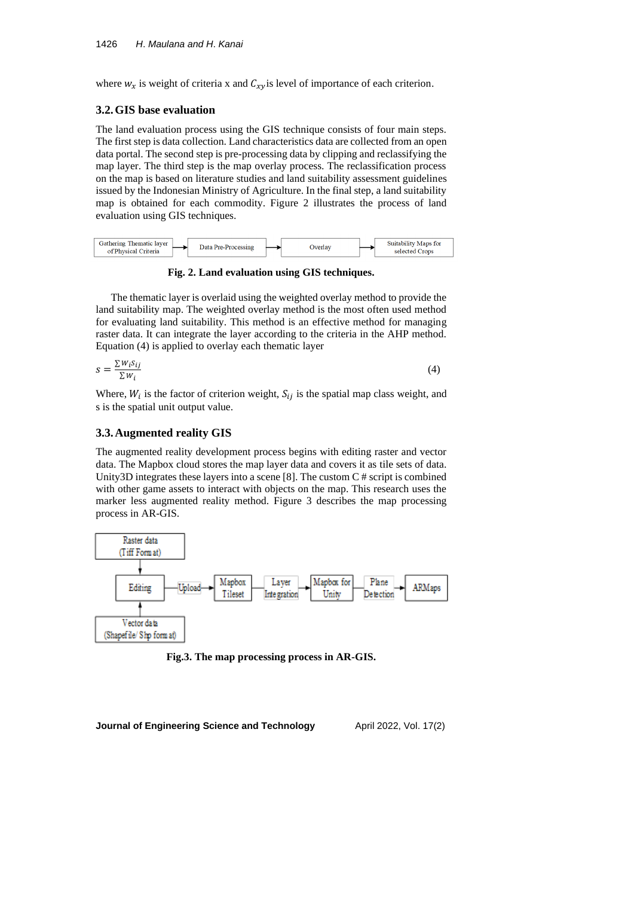where $w_x$ is weight of criteria x and $C_{xy}$ is level of importance of each criterion.

### 3.2. GIS base evaluation

The land evaluation process using the GIS technique consists of four main steps. The first step is data collection. Land characteristics data are collected from an open data portal. The second step is pre-processing data by clipping and reclassifying the map layer. The third step is the map overlay process. The reclassification process on the map is based on literature studies and land suitability assessment guidelines issued by the Indonesian Ministry of Agriculture. In the final step, a land suitability map is obtained for each commodity. Figure 2 illustrates the process of land evaluation using GIS techniques.

Gathering Thematic layer of Physical Criteria → Data Pre-Processing → Overlay → Suitability Maps for selected Crops

**Fig. 2. Land evaluation using GIS techniques.**

The thematic layer is overlaid using the weighted overlay method to provide the land suitability map. The weighted overlay method is the most often used method for evaluating land suitability. This method is an effective method for managing raster data. It can integrate the layer according to the criteria in the AHP method. Equation (4) is applied to overlay each thematic layer

$$s = \frac{\Sigma w_i s_{ij}}{\Sigma w_i} \tag{4}$$

Where, $W_i$ is the factor of criterion weight, $S_{ij}$ is the spatial map class weight, and s is the spatial unit output value.

### 3.3. Augmented reality GIS

The augmented reality development process begins with editing raster and vector data. The Mapbox cloud stores the map layer data and covers it as tile sets of data. Unity3D integrates these layers into a scene [8]. The custom C # script is combined with other game assets to interact with objects on the map. This research uses the marker less augmented reality method. Figure 3 describes the map processing process in AR-GIS.

Raster data (Tiff Format) → Editing ← Vector data (Shapefile/ Shp format)

Editing → Upload → Mapbox Tileset → Layer Integration → Mapbox for Unity → Plane Detection → ARMaps

**Fig.3. The map processing process in AR-GIS.**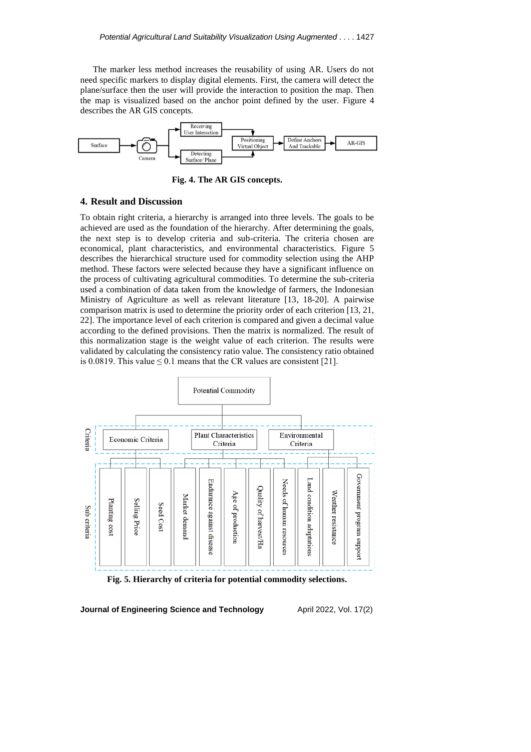The marker less method increases the reusability of using AR. Users do not need specific markers to display digital elements. First, the camera will detect the plane/surface then the user will provide the interaction to position the map. Then the map is visualized based on the anchor point defined by the user. Figure 4 describes the AR GIS concepts.

**Fig. 4. The AR GIS concepts.**

## 4. Result and Discussion

To obtain right criteria, a hierarchy is arranged into three levels. The goals to be achieved are used as the foundation of the hierarchy. After determining the goals, the next step is to develop criteria and sub-criteria. The criteria chosen are economical, plant characteristics, and environmental characteristics. Figure 5 describes the hierarchical structure used for commodity selection using the AHP method. These factors were selected because they have a significant influence on the process of cultivating agricultural commodities. To determine the sub-criteria used a combination of data taken from the knowledge of farmers, the Indonesian Ministry of Agriculture as well as relevant literature [13, 18-20]. A pairwise comparison matrix is used to determine the priority order of each criterion [13, 21, 22]. The importance level of each criterion is compared and given a decimal value according to the defined provisions. Then the matrix is normalized. The result of this normalization stage is the weight value of each criterion. The results were validated by calculating the consistency ratio value. The consistency ratio obtained is 0.0819. This value $\leq 0.1$ means that the CR values are consistent [21].

**Fig. 5. Hierarchy of criteria for potential commodity selections.**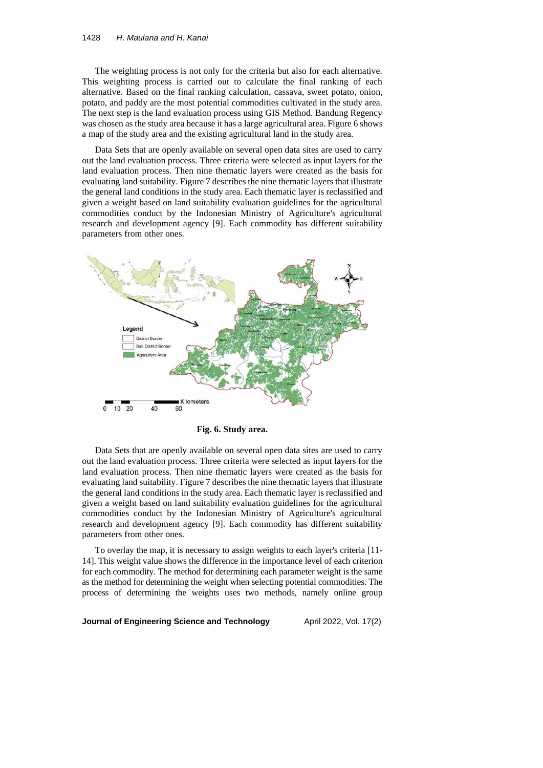The weighting process is not only for the criteria but also for each alternative. This weighting process is carried out to calculate the final ranking of each alternative. Based on the final ranking calculation, cassava, sweet potato, onion, potato, and paddy are the most potential commodities cultivated in the study area. The next step is the land evaluation process using GIS Method. Bandung Regency was chosen as the study area because it has a large agricultural area. Figure 6 shows a map of the study area and the existing agricultural land in the study area.

Data Sets that are openly available on several open data sites are used to carry out the land evaluation process. Three criteria were selected as input layers for the land evaluation process. Then nine thematic layers were created as the basis for evaluating land suitability. Figure 7 describes the nine thematic layers that illustrate the general land conditions in the study area. Each thematic layer is reclassified and given a weight based on land suitability evaluation guidelines for the agricultural commodities conduct by the Indonesian Ministry of Agriculture's agricultural research and development agency [9]. Each commodity has different suitability parameters from other ones.

**Fig. 6. Study area.**

Data Sets that are openly available on several open data sites are used to carry out the land evaluation process. Three criteria were selected as input layers for the land evaluation process. Then nine thematic layers were created as the basis for evaluating land suitability. Figure 7 describes the nine thematic layers that illustrate the general land conditions in the study area. Each thematic layer is reclassified and given a weight based on land suitability evaluation guidelines for the agricultural commodities conduct by the Indonesian Ministry of Agriculture's agricultural research and development agency [9]. Each commodity has different suitability parameters from other ones.

To overlay the map, it is necessary to assign weights to each layer's criteria [11-14]. This weight value shows the difference in the importance level of each criterion for each commodity. The method for determining each parameter weight is the same as the method for determining the weight when selecting potential commodities. The process of determining the weights uses two methods, namely online group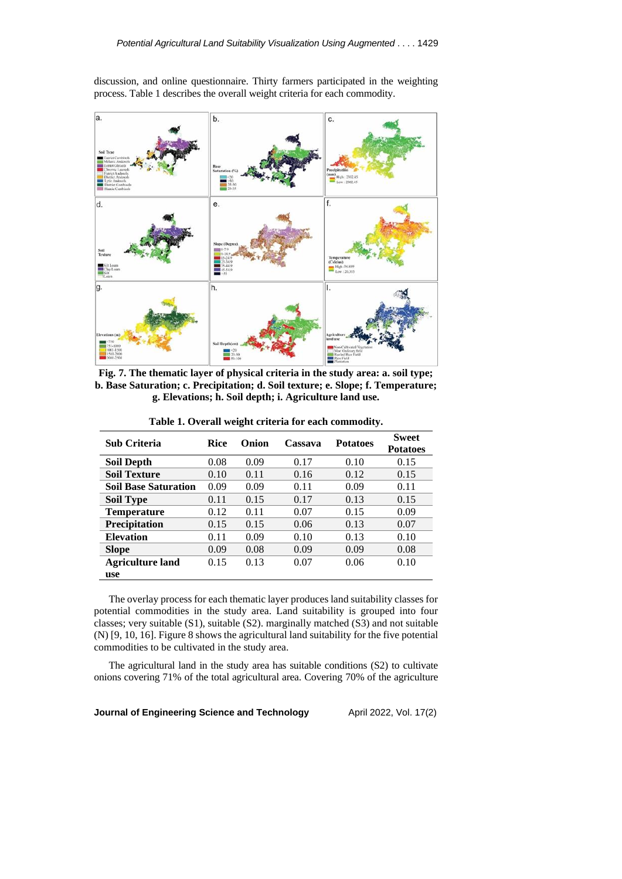discussion, and online questionnaire. Thirty farmers participated in the weighting process. Table 1 describes the overall weight criteria for each commodity.

**Fig. 7. The thematic layer of physical criteria in the study area: a. soil type; b. Base Saturation; c. Precipitation; d. Soil texture; e. Slope; f. Temperature; g. Elevations; h. Soil depth; i. Agriculture land use.**

**Table 1. Overall weight criteria for each commodity.**

| Sub Criteria | Rice | Onion | Cassava | Potatoes | Sweet Potatoes |
|---|---|---|---|---|---|
| **Soil Depth** | 0.08 | 0.09 | 0.17 | 0.10 | 0.15 |
| **Soil Texture** | 0.10 | 0.11 | 0.16 | 0.12 | 0.15 |
| **Soil Base Saturation** | 0.09 | 0.09 | 0.11 | 0.09 | 0.11 |
| **Soil Type** | 0.11 | 0.15 | 0.17 | 0.13 | 0.15 |
| **Temperature** | 0.12 | 0.11 | 0.07 | 0.15 | 0.09 |
| **Precipitation** | 0.15 | 0.15 | 0.06 | 0.13 | 0.07 |
| **Elevation** | 0.11 | 0.09 | 0.10 | 0.13 | 0.10 |
| **Slope** | 0.09 | 0.08 | 0.09 | 0.09 | 0.08 |
| **Agriculture land use** | 0.15 | 0.13 | 0.07 | 0.06 | 0.10 |

The overlay process for each thematic layer produces land suitability classes for potential commodities in the study area. Land suitability is grouped into four classes; very suitable (S1), suitable (S2). marginally matched (S3) and not suitable (N) [9, 10, 16]. Figure 8 shows the agricultural land suitability for the five potential commodities to be cultivated in the study area.

The agricultural land in the study area has suitable conditions (S2) to cultivate onions covering 71% of the total agricultural area. Covering 70% of the agriculture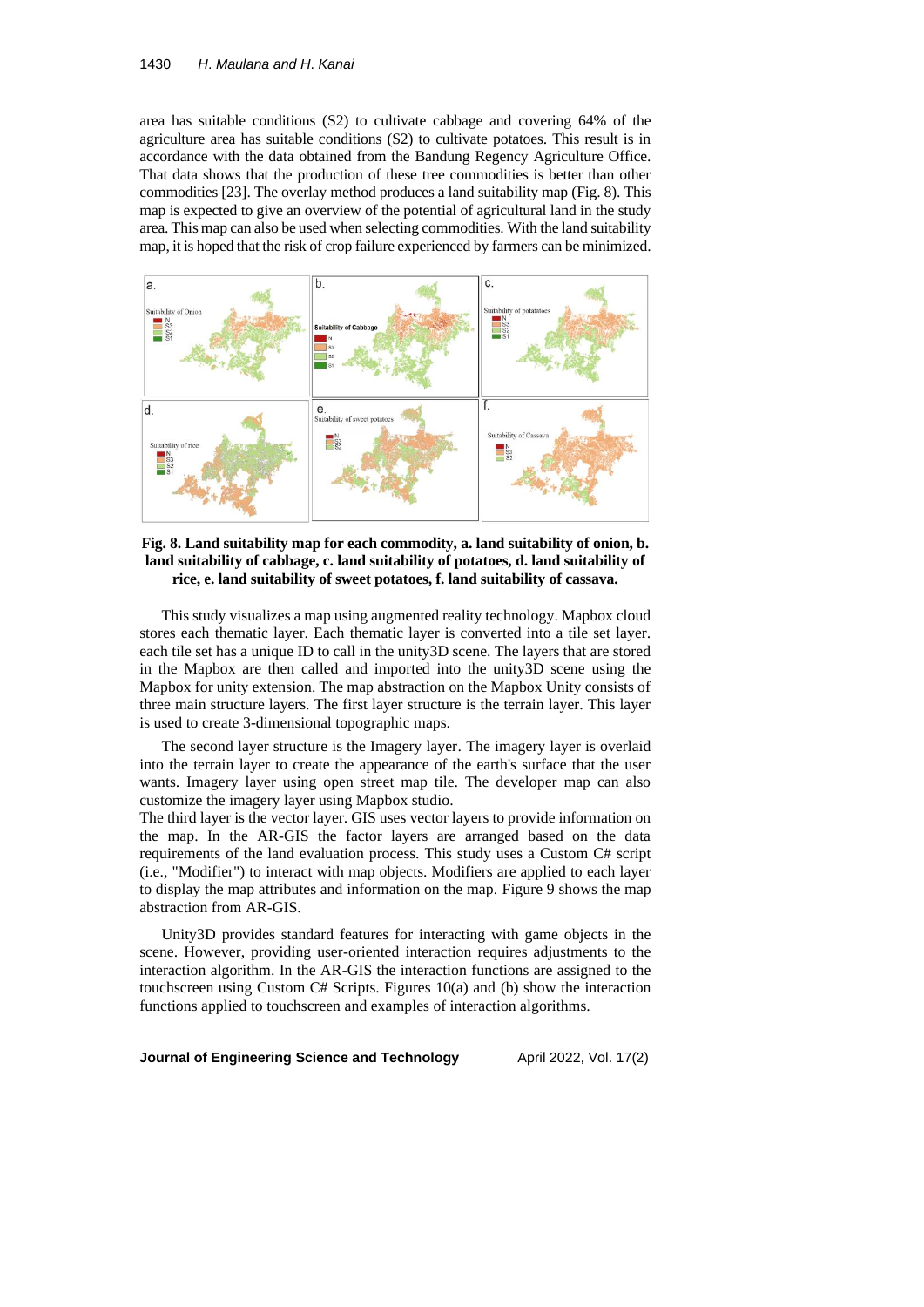area has suitable conditions (S2) to cultivate cabbage and covering 64% of the agriculture area has suitable conditions (S2) to cultivate potatoes. This result is in accordance with the data obtained from the Bandung Regency Agriculture Office. That data shows that the production of these tree commodities is better than other commodities [23]. The overlay method produces a land suitability map (Fig. 8). This map is expected to give an overview of the potential of agricultural land in the study area. This map can also be used when selecting commodities. With the land suitability map, it is hoped that the risk of crop failure experienced by farmers can be minimized.

**Fig. 8. Land suitability map for each commodity, a. land suitability of onion, b. land suitability of cabbage, c. land suitability of potatoes, d. land suitability of rice, e. land suitability of sweet potatoes, f. land suitability of cassava.**

This study visualizes a map using augmented reality technology. Mapbox cloud stores each thematic layer. Each thematic layer is converted into a tile set layer. each tile set has a unique ID to call in the unity3D scene. The layers that are stored in the Mapbox are then called and imported into the unity3D scene using the Mapbox for unity extension. The map abstraction on the Mapbox Unity consists of three main structure layers. The first layer structure is the terrain layer. This layer is used to create 3-dimensional topographic maps.

The second layer structure is the Imagery layer. The imagery layer is overlaid into the terrain layer to create the appearance of the earth's surface that the user wants. Imagery layer using open street map tile. The developer map can also customize the imagery layer using Mapbox studio.

The third layer is the vector layer. GIS uses vector layers to provide information on the map. In the AR-GIS the factor layers are arranged based on the data requirements of the land evaluation process. This study uses a Custom C# script (i.e., "Modifier") to interact with map objects. Modifiers are applied to each layer to display the map attributes and information on the map. Figure 9 shows the map abstraction from AR-GIS.

Unity3D provides standard features for interacting with game objects in the scene. However, providing user-oriented interaction requires adjustments to the interaction algorithm. In the AR-GIS the interaction functions are assigned to the touchscreen using Custom C# Scripts. Figures 10(a) and (b) show the interaction functions applied to touchscreen and examples of interaction algorithms.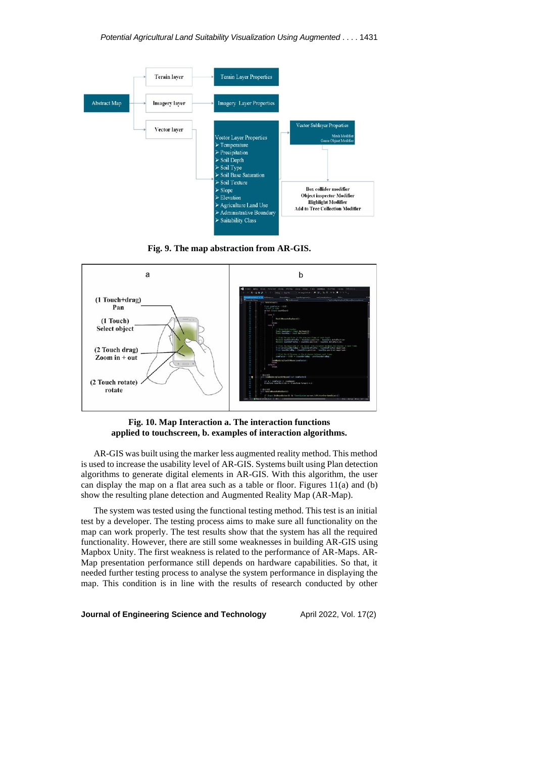**Fig. 9. The map abstraction from AR-GIS.**

**Fig. 10. Map Interaction a. The interaction functions applied to touchscreen, b. examples of interaction algorithms.**

AR-GIS was built using the marker less augmented reality method. This method is used to increase the usability level of AR-GIS. Systems built using Plan detection algorithms to generate digital elements in AR-GIS. With this algorithm, the user can display the map on a flat area such as a table or floor. Figures 11(a) and (b) show the resulting plane detection and Augmented Reality Map (AR-Map).

The system was tested using the functional testing method. This test is an initial test by a developer. The testing process aims to make sure all functionality on the map can work properly. The test results show that the system has all the required functionality. However, there are still some weaknesses in building AR-GIS using Mapbox Unity. The first weakness is related to the performance of AR-Maps. AR-Map presentation performance still depends on hardware capabilities. So that, it needed further testing process to analyse the system performance in displaying the map. This condition is in line with the results of research conducted by other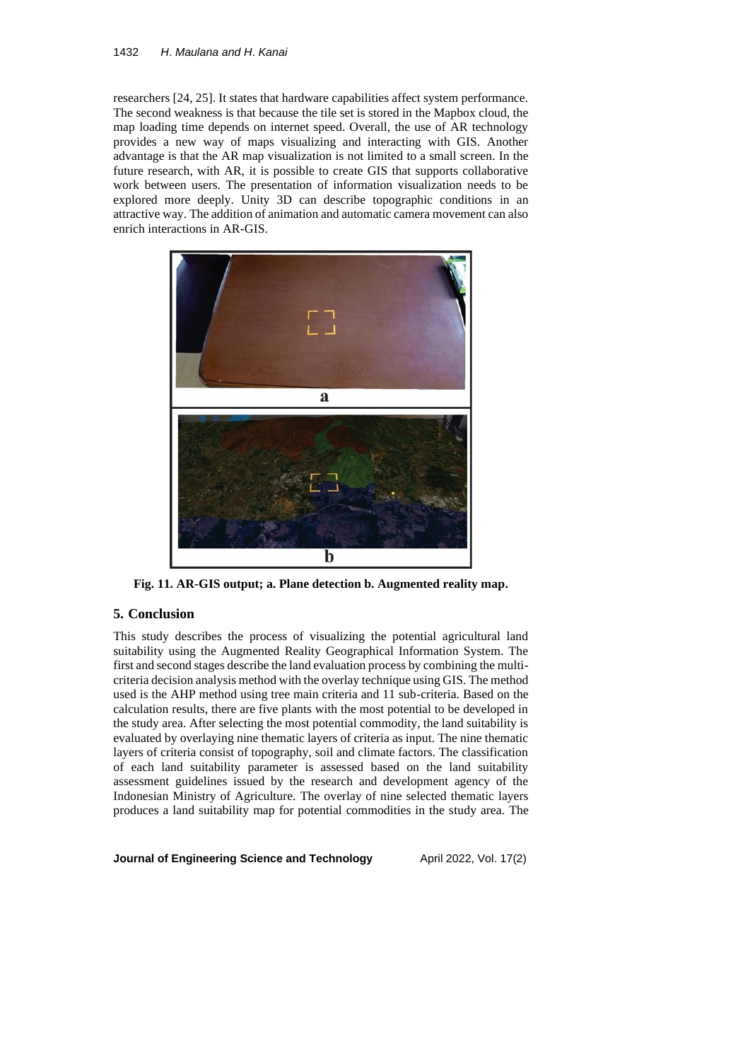researchers [24, 25]. It states that hardware capabilities affect system performance. The second weakness is that because the tile set is stored in the Mapbox cloud, the map loading time depends on internet speed. Overall, the use of AR technology provides a new way of maps visualizing and interacting with GIS. Another advantage is that the AR map visualization is not limited to a small screen. In the future research, with AR, it is possible to create GIS that supports collaborative work between users. The presentation of information visualization needs to be explored more deeply. Unity 3D can describe topographic conditions in an attractive way. The addition of animation and automatic camera movement can also enrich interactions in AR-GIS.

**Fig. 11. AR-GIS output; a. Plane detection b. Augmented reality map.**

## 5. Conclusion

This study describes the process of visualizing the potential agricultural land suitability using the Augmented Reality Geographical Information System. The first and second stages describe the land evaluation process by combining the multi-criteria decision analysis method with the overlay technique using GIS. The method used is the AHP method using tree main criteria and 11 sub-criteria. Based on the calculation results, there are five plants with the most potential to be developed in the study area. After selecting the most potential commodity, the land suitability is evaluated by overlaying nine thematic layers of criteria as input. The nine thematic layers of criteria consist of topography, soil and climate factors. The classification of each land suitability parameter is assessed based on the land suitability assessment guidelines issued by the research and development agency of the Indonesian Ministry of Agriculture. The overlay of nine selected thematic layers produces a land suitability map for potential commodities in the study area. The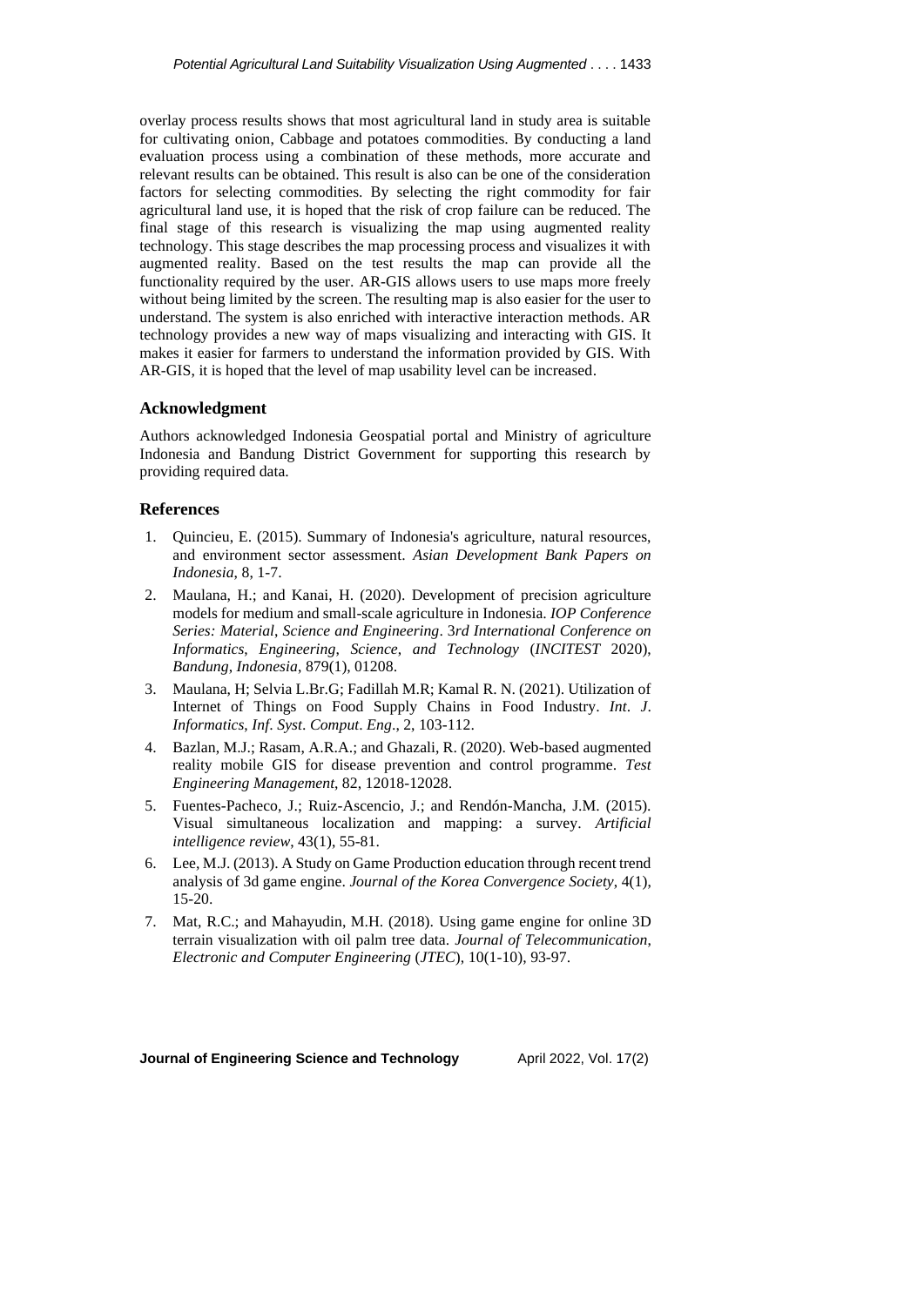overlay process results shows that most agricultural land in study area is suitable for cultivating onion, Cabbage and potatoes commodities. By conducting a land evaluation process using a combination of these methods, more accurate and relevant results can be obtained. This result is also can be one of the consideration factors for selecting commodities. By selecting the right commodity for fair agricultural land use, it is hoped that the risk of crop failure can be reduced. The final stage of this research is visualizing the map using augmented reality technology. This stage describes the map processing process and visualizes it with augmented reality. Based on the test results the map can provide all the functionality required by the user. AR-GIS allows users to use maps more freely without being limited by the screen. The resulting map is also easier for the user to understand. The system is also enriched with interactive interaction methods. AR technology provides a new way of maps visualizing and interacting with GIS. It makes it easier for farmers to understand the information provided by GIS. With AR-GIS, it is hoped that the level of map usability level can be increased.

## Acknowledgment

Authors acknowledged Indonesia Geospatial portal and Ministry of agriculture Indonesia and Bandung District Government for supporting this research by providing required data.

## References

1. Quincieu, E. (2015). Summary of Indonesia's agriculture, natural resources, and environment sector assessment. *Asian Development Bank Papers on Indonesia*, 8, 1-7.
2. Maulana, H.; and Kanai, H. (2020). Development of precision agriculture models for medium and small-scale agriculture in Indonesia. *IOP Conference Series: Material*, *Science and Engineering*. 3*rd International Conference on Informatics*, *Engineering*, *Science*, *and Technology* (*INCITEST* 2020), *Bandung*, *Indonesia*, 879(1), 01208.
3. Maulana, H; Selvia L.Br.G; Fadillah M.R; Kamal R. N. (2021). Utilization of Internet of Things on Food Supply Chains in Food Industry. *Int*. *J*. *Informatics*, *Inf*. *Syst*. *Comput*. *Eng*., 2, 103-112.
4. Bazlan, M.J.; Rasam, A.R.A.; and Ghazali, R. (2020). Web-based augmented reality mobile GIS for disease prevention and control programme. *Test Engineering Management*, 82, 12018-12028.
5. Fuentes-Pacheco, J.; Ruiz-Ascencio, J.; and Rendón-Mancha, J.M. (2015). Visual simultaneous localization and mapping: a survey. *Artificial intelligence review*, 43(1), 55-81.
6. Lee, M.J. (2013). A Study on Game Production education through recent trend analysis of 3d game engine. *Journal of the Korea Convergence Society*, 4(1), 15-20.
7. Mat, R.C.; and Mahayudin, M.H. (2018). Using game engine for online 3D terrain visualization with oil palm tree data. *Journal of Telecommunication*, *Electronic and Computer Engineering* (*JTEC*), 10(1-10), 93-97.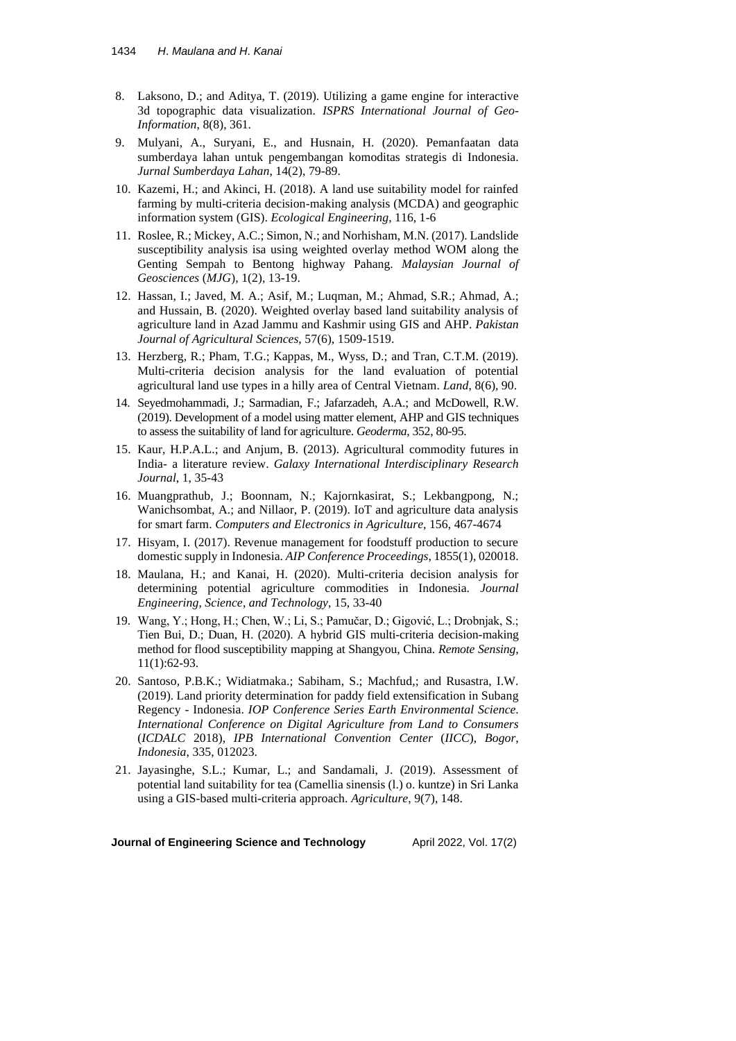8. Laksono, D.; and Aditya, T. (2019). Utilizing a game engine for interactive 3d topographic data visualization. *ISPRS International Journal of Geo-Information*, 8(8), 361.
9. Mulyani, A., Suryani, E., and Husnain, H. (2020). Pemanfaatan data sumberdaya lahan untuk pengembangan komoditas strategis di Indonesia. *Jurnal Sumberdaya Lahan*, 14(2), 79-89.
10. Kazemi, H.; and Akinci, H. (2018). A land use suitability model for rainfed farming by multi-criteria decision-making analysis (MCDA) and geographic information system (GIS). *Ecological Engineering*, 116, 1-6
11. Roslee, R.; Mickey, A.C.; Simon, N.; and Norhisham, M.N. (2017). Landslide susceptibility analysis isa using weighted overlay method WOM along the Genting Sempah to Bentong highway Pahang. *Malaysian Journal of Geosciences* (*MJG*), 1(2), 13-19.
12. Hassan, I.; Javed, M. A.; Asif, M.; Luqman, M.; Ahmad, S.R.; Ahmad, A.; and Hussain, B. (2020). Weighted overlay based land suitability analysis of agriculture land in Azad Jammu and Kashmir using GIS and AHP. *Pakistan Journal of Agricultural Sciences*, 57(6), 1509-1519.
13. Herzberg, R.; Pham, T.G.; Kappas, M., Wyss, D.; and Tran, C.T.M. (2019). Multi-criteria decision analysis for the land evaluation of potential agricultural land use types in a hilly area of Central Vietnam. *Land*, 8(6), 90.
14. Seyedmohammadi, J.; Sarmadian, F.; Jafarzadeh, A.A.; and McDowell, R.W. (2019). Development of a model using matter element, AHP and GIS techniques to assess the suitability of land for agriculture. *Geoderma*, 352, 80-95.
15. Kaur, H.P.A.L.; and Anjum, B. (2013). Agricultural commodity futures in India- a literature review. *Galaxy International Interdisciplinary Research Journal*, 1, 35-43
16. Muangprathub, J.; Boonnam, N.; Kajornkasirat, S.; Lekbangpong, N.; Wanichsombat, A.; and Nillaor, P. (2019). IoT and agriculture data analysis for smart farm. *Computers and Electronics in Agriculture*, 156, 467-4674
17. Hisyam, I. (2017). Revenue management for foodstuff production to secure domestic supply in Indonesia. *AIP Conference Proceedings*, 1855(1), 020018.
18. Maulana, H.; and Kanai, H. (2020). Multi-criteria decision analysis for determining potential agriculture commodities in Indonesia. *Journal Engineering, Science, and Technology*, 15, 33-40
19. Wang, Y.; Hong, H.; Chen, W.; Li, S.; Pamučar, D.; Gigović, L.; Drobnjak, S.; Tien Bui, D.; Duan, H. (2020). A hybrid GIS multi-criteria decision-making method for flood susceptibility mapping at Shangyou, China. *Remote Sensing*, 11(1):62-93.
20. Santoso, P.B.K.; Widiatmaka.; Sabiham, S.; Machfud,; and Rusastra, I.W. (2019). Land priority determination for paddy field extensification in Subang Regency - Indonesia. *IOP Conference Series Earth Environmental Science. International Conference on Digital Agriculture from Land to Consumers* (*ICDALC* 2018), *IPB International Convention Center* (*IICC*), *Bogor*, *Indonesia*, 335, 012023.
21. Jayasinghe, S.L.; Kumar, L.; and Sandamali, J. (2019). Assessment of potential land suitability for tea (Camellia sinensis (l.) o. kuntze) in Sri Lanka using a GIS-based multi-criteria approach. *Agriculture*, 9(7), 148.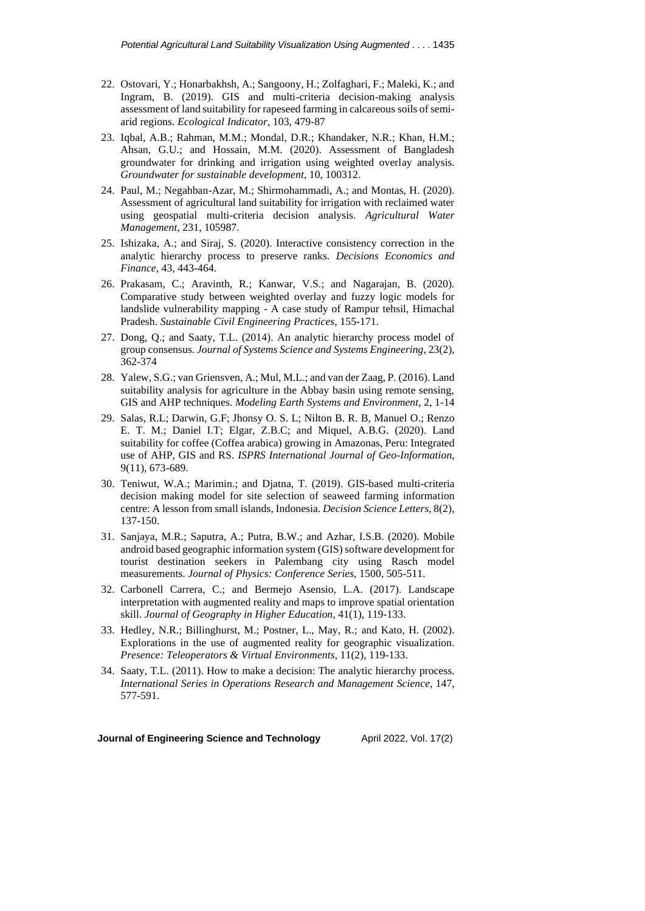22. Ostovari, Y.; Honarbakhsh, A.; Sangoony, H.; Zolfaghari, F.; Maleki, K.; and Ingram, B. (2019). GIS and multi-criteria decision-making analysis assessment of land suitability for rapeseed farming in calcareous soils of semi-arid regions. *Ecological Indicator*, 103, 479-87

23. Iqbal, A.B.; Rahman, M.M.; Mondal, D.R.; Khandaker, N.R.; Khan, H.M.; Ahsan, G.U.; and Hossain, M.M. (2020). Assessment of Bangladesh groundwater for drinking and irrigation using weighted overlay analysis. *Groundwater for sustainable development*, 10, 100312.

24. Paul, M.; Negahban-Azar, M.; Shirmohammadi, A.; and Montas, H. (2020). Assessment of agricultural land suitability for irrigation with reclaimed water using geospatial multi-criteria decision analysis. *Agricultural Water Management*, 231, 105987.

25. Ishizaka, A.; and Siraj, S. (2020). Interactive consistency correction in the analytic hierarchy process to preserve ranks. *Decisions Economics and Finance*, 43, 443-464.

26. Prakasam, C.; Aravinth, R.; Kanwar, V.S.; and Nagarajan, B. (2020). Comparative study between weighted overlay and fuzzy logic models for landslide vulnerability mapping - A case study of Rampur tehsil, Himachal Pradesh. *Sustainable Civil Engineering Practices*, 155-171.

27. Dong, Q.; and Saaty, T.L. (2014). An analytic hierarchy process model of group consensus. *Journal of Systems Science and Systems Engineering*, 23(2), 362-374

28. Yalew, S.G.; van Griensven, A.; Mul, M.L.; and van der Zaag, P. (2016). Land suitability analysis for agriculture in the Abbay basin using remote sensing, GIS and AHP techniques. *Modeling Earth Systems and Environment*, 2, 1-14

29. Salas, R.L; Darwin, G.F; Jhonsy O. S. L; Nilton B. R. B, Manuel O.; Renzo E. T. M.; Daniel I.T; Elgar, Z.B.C; and Miquel, A.B.G. (2020). Land suitability for coffee (Coffea arabica) growing in Amazonas, Peru: Integrated use of AHP, GIS and RS. *ISPRS International Journal of Geo-Information*, 9(11), 673-689.

30. Teniwut, W.A.; Marimin.; and Djatna, T. (2019). GIS-based multi-criteria decision making model for site selection of seaweed farming information centre: A lesson from small islands, Indonesia. *Decision Science Letters*, 8(2), 137-150.

31. Sanjaya, M.R.; Saputra, A.; Putra, B.W.; and Azhar, I.S.B. (2020). Mobile android based geographic information system (GIS) software development for tourist destination seekers in Palembang city using Rasch model measurements. *Journal of Physics: Conference Series*, 1500, 505-511.

32. Carbonell Carrera, C.; and Bermejo Asensio, L.A. (2017). Landscape interpretation with augmented reality and maps to improve spatial orientation skill. *Journal of Geography in Higher Education*, 41(1), 119-133.

33. Hedley, N.R.; Billinghurst, M.; Postner, L., May, R.; and Kato, H. (2002). Explorations in the use of augmented reality for geographic visualization. *Presence: Teleoperators & Virtual Environments*, 11(2), 119-133.

34. Saaty, T.L. (2011). How to make a decision: The analytic hierarchy process. *International Series in Operations Research and Management Science*, 147, 577-591.